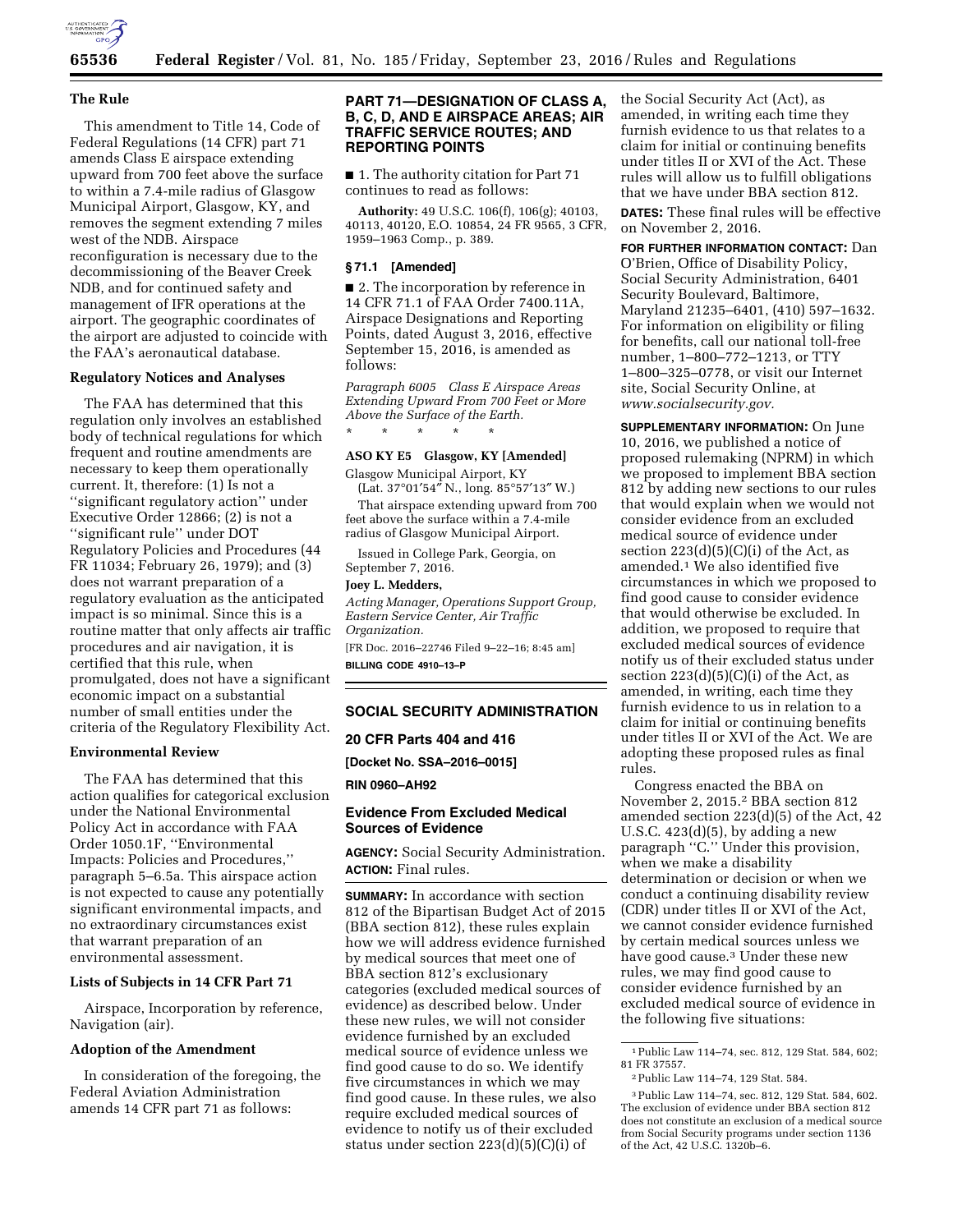## The Rule

This amendment to Title 14, Code of Federal Regulations (14 CFR) part 71 amends Class E airspace extending upward from 700 feet above the surface to within a 7.4-mile radius of Glasgow Municipal Airport, Glasgow, KY, and removes the segment extending 7 miles west of the NDB. Airspace reconfiguration is necessary due to the decommissioning of the Beaver Creek NDB, and for continued safety and management of IFR operations at the airport. The geographic coordinates of the airport are adjusted to coincide with the FAA's aeronautical database.

## Regulatory Notices and Analyses

The FAA has determined that this regulation only involves an established body of technical regulations for which frequent and routine amendments are necessary to keep them operationally current. It, therefore: (1) Is not a ''significant regulatory action'' under Executive Order 12866; (2) is not a ''significant rule'' under DOT Regulatory Policies and Procedures (44 FR 11034; February 26, 1979); and (3) does not warrant preparation of a regulatory evaluation as the anticipated impact is so minimal. Since this is a routine matter that only affects air traffic procedures and air navigation, it is certified that this rule, when promulgated, does not have a significant economic impact on a substantial number of small entities under the criteria of the Regulatory Flexibility Act.

## Environmental Review

The FAA has determined that this action qualifies for categorical exclusion under the National Environmental Policy Act in accordance with FAA Order 1050.1F, ''Environmental Impacts: Policies and Procedures,'' paragraph 5–6.5a. This airspace action is not expected to cause any potentially significant environmental impacts, and no extraordinary circumstances exist that warrant preparation of an environmental assessment.

## Lists of Subjects in 14 CFR Part 71

Airspace, Incorporation by reference, Navigation (air).

## Adoption of the Amendment

In consideration of the foregoing, the Federal Aviation Administration amends 14 CFR part 71 as follows:

## PART 71—DESIGNATION OF CLASS A, B, C, D, AND E AIRSPACE AREAS; AIR TRAFFIC SERVICE ROUTES; AND REPORTING POINTS

■ 1. The authority citation for Part 71 continues to read as follows:

**Authority:** 49 U.S.C. 106(f), 106(g); 40103, 40113, 40120, E.O. 10854, 24 FR 9565, 3 CFR, 1959–1963 Comp., p. 389.

### § 71.1 [Amended]

■ 2. The incorporation by reference in 14 CFR 71.1 of FAA Order 7400.11A, Airspace Designations and Reporting Points, dated August 3, 2016, effective September 15, 2016, is amended as follows:

*Paragraph 6005 Class E Airspace Areas Extending Upward From 700 Feet or More Above the Surface of the Earth.*

\* \* \* \* \*

**ASO KY E5 Glasgow, KY [Amended]**

Glasgow Municipal Airport, KY
(Lat. 37°01′54″ N., long. 85°57′13″ W.)

That airspace extending upward from 700 feet above the surface within a 7.4-mile radius of Glasgow Municipal Airport.

Issued in College Park, Georgia, on September 7, 2016.

**Joey L. Medders,**

*Acting Manager, Operations Support Group, Eastern Service Center, Air Traffic Organization.*

[FR Doc. 2016–22746 Filed 9–22–16; 8:45 am]

**BILLING CODE 4910–13–P**

---

## SOCIAL SECURITY ADMINISTRATION

### 20 CFR Parts 404 and 416

**[Docket No. SSA–2016–0015]**

**RIN 0960–AH92**

## Evidence From Excluded Medical Sources of Evidence

**AGENCY:** Social Security Administration.

**ACTION:** Final rules.

**SUMMARY:** In accordance with section 812 of the Bipartisan Budget Act of 2015 (BBA section 812), these rules explain how we will address evidence furnished by medical sources that meet one of BBA section 812's exclusionary categories (excluded medical sources of evidence) as described below. Under these new rules, we will not consider evidence furnished by an excluded medical source of evidence unless we find good cause to do so. We identify five circumstances in which we may find good cause. In these rules, we also require excluded medical sources of evidence to notify us of their excluded status under section 223(d)(5)(C)(i) of the Social Security Act (Act), as amended, in writing each time they furnish evidence to us that relates to a claim for initial or continuing benefits under titles II or XVI of the Act. These rules will allow us to fulfill obligations that we have under BBA section 812.

**DATES:** These final rules will be effective on November 2, 2016.

**FOR FURTHER INFORMATION CONTACT:** Dan O'Brien, Office of Disability Policy, Social Security Administration, 6401 Security Boulevard, Baltimore, Maryland 21235–6401, (410) 597–1632. For information on eligibility or filing for benefits, call our national toll-free number, 1–800–772–1213, or TTY 1–800–325–0778, or visit our Internet site, Social Security Online, at *www.socialsecurity.gov.*

**SUPPLEMENTARY INFORMATION:** On June 10, 2016, we published a notice of proposed rulemaking (NPRM) in which we proposed to implement BBA section 812 by adding new sections to our rules that would explain when we would not consider evidence from an excluded medical source of evidence under section 223(d)(5)(C)(i) of the Act, as amended.[1] We also identified five circumstances in which we proposed to find good cause to consider evidence that would otherwise be excluded. In addition, we proposed to require that excluded medical sources of evidence notify us of their excluded status under section 223(d)(5)(C)(i) of the Act, as amended, in writing, each time they furnish evidence to us in relation to a claim for initial or continuing benefits under titles II or XVI of the Act. We are adopting these proposed rules as final rules.

Congress enacted the BBA on November 2, 2015.[2] BBA section 812 amended section 223(d)(5) of the Act, 42 U.S.C. 423(d)(5), by adding a new paragraph ''C.'' Under this provision, when we make a disability determination or decision or when we conduct a continuing disability review (CDR) under titles II or XVI of the Act, we cannot consider evidence furnished by certain medical sources unless we have good cause.[3] Under these new rules, we may find good cause to consider evidence furnished by an excluded medical source of evidence in the following five situations:

---

[1] Public Law 114–74, sec. 812, 129 Stat. 584, 602; 81 FR 37557.

[2] Public Law 114–74, 129 Stat. 584.

[3] Public Law 114–74, sec. 812, 129 Stat. 584, 602. The exclusion of evidence under BBA section 812 does not constitute an exclusion of a medical source from Social Security programs under section 1136 of the Act, 42 U.S.C. 1320b–6.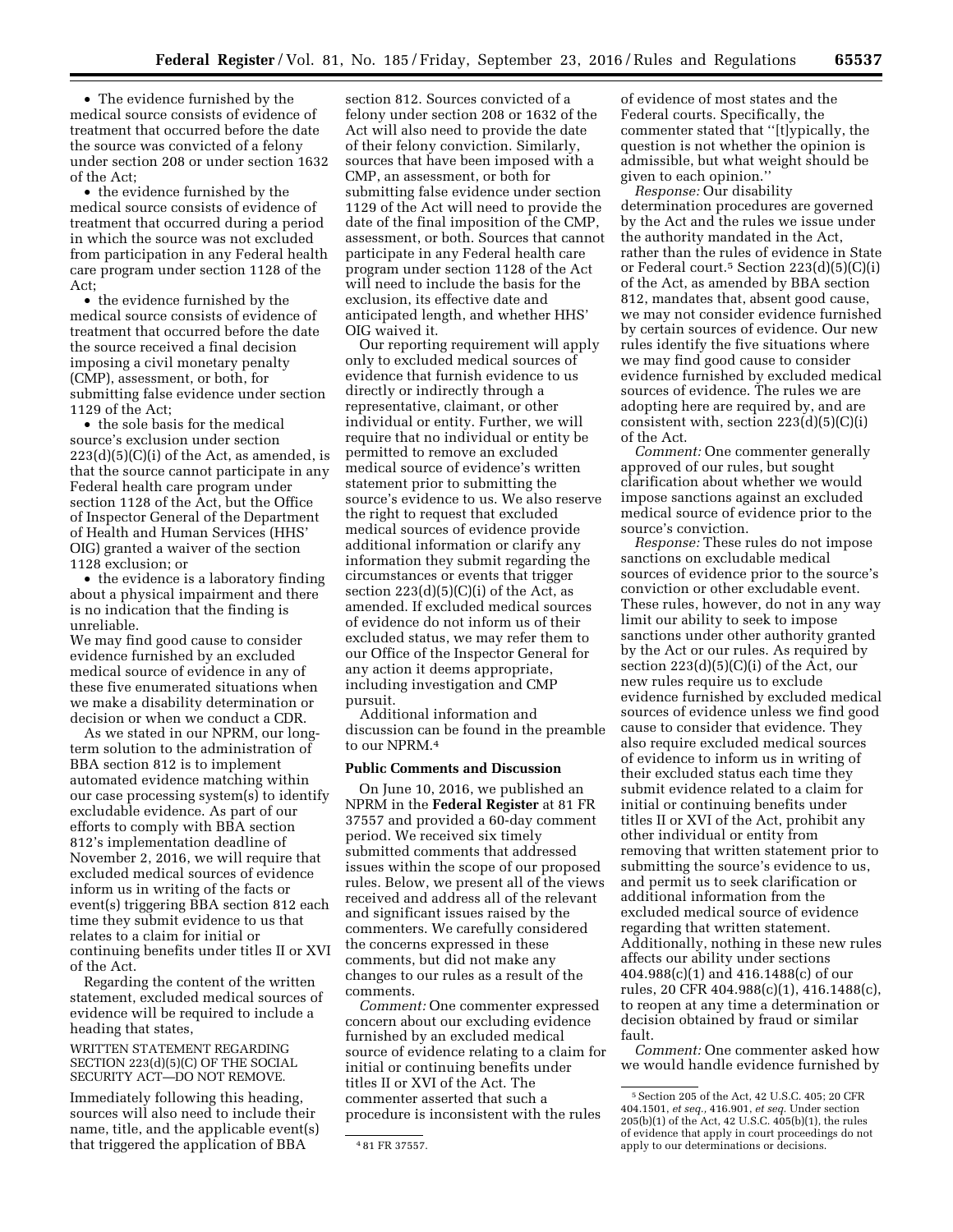- The evidence furnished by the medical source consists of evidence of treatment that occurred before the date the source was convicted of a felony under section 208 or under section 1632 of the Act;
- the evidence furnished by the medical source consists of evidence of treatment that occurred during a period in which the source was not excluded from participation in any Federal health care program under section 1128 of the Act;
- the evidence furnished by the medical source consists of evidence of treatment that occurred before the date the source received a final decision imposing a civil monetary penalty (CMP), assessment, or both, for submitting false evidence under section 1129 of the Act;
- the sole basis for the medical source's exclusion under section 223(d)(5)(C)(i) of the Act, as amended, is that the source cannot participate in any Federal health care program under section 1128 of the Act, but the Office of Inspector General of the Department of Health and Human Services (HHS' OIG) granted a waiver of the section 1128 exclusion; or
- the evidence is a laboratory finding about a physical impairment and there is no indication that the finding is unreliable.

We may find good cause to consider evidence furnished by an excluded medical source of evidence in any of these five enumerated situations when we make a disability determination or decision or when we conduct a CDR.

As we stated in our NPRM, our long-term solution to the administration of BBA section 812 is to implement automated evidence matching within our case processing system(s) to identify excludable evidence. As part of our efforts to comply with BBA section 812's implementation deadline of November 2, 2016, we will require that excluded medical sources of evidence inform us in writing of the facts or event(s) triggering BBA section 812 each time they submit evidence to us that relates to a claim for initial or continuing benefits under titles II or XVI of the Act.

Regarding the content of the written statement, excluded medical sources of evidence will be required to include a heading that states,

WRITTEN STATEMENT REGARDING SECTION 223(d)(5)(C) OF THE SOCIAL SECURITY ACT—DO NOT REMOVE.

Immediately following this heading, sources will also need to include their name, title, and the applicable event(s) that triggered the application of BBA section 812. Sources convicted of a felony under section 208 or 1632 of the Act will also need to provide the date of their felony conviction. Similarly, sources that have been imposed with a CMP, an assessment, or both for submitting false evidence under section 1129 of the Act will need to provide the date of the final imposition of the CMP, assessment, or both. Sources that cannot participate in any Federal health care program under section 1128 of the Act will need to include the basis for the exclusion, its effective date and anticipated length, and whether HHS' OIG waived it.

Our reporting requirement will apply only to excluded medical sources of evidence that furnish evidence to us directly or indirectly through a representative, claimant, or other individual or entity. Further, we will require that no individual or entity be permitted to remove an excluded medical source of evidence's written statement prior to submitting the source's evidence to us. We also reserve the right to request that excluded medical sources of evidence provide additional information or clarify any information they submit regarding the circumstances or events that trigger section 223(d)(5)(C)(i) of the Act, as amended. If excluded medical sources of evidence do not inform us of their excluded status, we may refer them to our Office of the Inspector General for any action it deems appropriate, including investigation and CMP pursuit.

Additional information and discussion can be found in the preamble to our NPRM.[4]

## Public Comments and Discussion

On June 10, 2016, we published an NPRM in the **Federal Register** at 81 FR 37557 and provided a 60-day comment period. We received six timely submitted comments that addressed issues within the scope of our proposed rules. Below, we present all of the views received and address all of the relevant and significant issues raised by the commenters. We carefully considered the concerns expressed in these comments, but did not make any changes to our rules as a result of the comments.

*Comment:* One commenter expressed concern about our excluding evidence furnished by an excluded medical source of evidence relating to a claim for initial or continuing benefits under titles II or XVI of the Act. The commenter asserted that such a procedure is inconsistent with the rules of evidence of most states and the Federal courts. Specifically, the commenter stated that "[t]ypically, the question is not whether the opinion is admissible, but what weight should be given to each opinion."

*Response:* Our disability determination procedures are governed by the Act and the rules we issue under the authority mandated in the Act, rather than the rules of evidence in State or Federal court.[5] Section 223(d)(5)(C)(i) of the Act, as amended by BBA section 812, mandates that, absent good cause, we may not consider evidence furnished by certain sources of evidence. Our new rules identify the five situations where we may find good cause to consider evidence furnished by excluded medical sources of evidence. The rules we are adopting here are required by, and are consistent with, section 223(d)(5)(C)(i) of the Act.

*Comment:* One commenter generally approved of our rules, but sought clarification about whether we would impose sanctions against an excluded medical source of evidence prior to the source's conviction.

*Response:* These rules do not impose sanctions on excludable medical sources of evidence prior to the source's conviction or other excludable event. These rules, however, do not in any way limit our ability to seek to impose sanctions under other authority granted by the Act or our rules. As required by section 223(d)(5)(C)(i) of the Act, our new rules require us to exclude evidence furnished by excluded medical sources of evidence unless we find good cause to consider that evidence. They also require excluded medical sources of evidence to inform us in writing of their excluded status each time they submit evidence related to a claim for initial or continuing benefits under titles II or XVI of the Act, prohibit any other individual or entity from removing that written statement prior to submitting the source's evidence to us, and permit us to seek clarification or additional information from the excluded medical source of evidence regarding that written statement. Additionally, nothing in these new rules affects our ability under sections 404.988(c)(1) and 416.1488(c) of our rules, 20 CFR 404.988(c)(1), 416.1488(c), to reopen at any time a determination or decision obtained by fraud or similar fault.

*Comment:* One commenter asked how we would handle evidence furnished by

---

[4] 81 FR 37557.

[5] Section 205 of the Act, 42 U.S.C. 405; 20 CFR 404.1501, *et seq.*, 416.901, *et seq.* Under section 205(b)(1) of the Act, 42 U.S.C. 405(b)(1), the rules of evidence that apply in court proceedings do not apply to our determinations or decisions.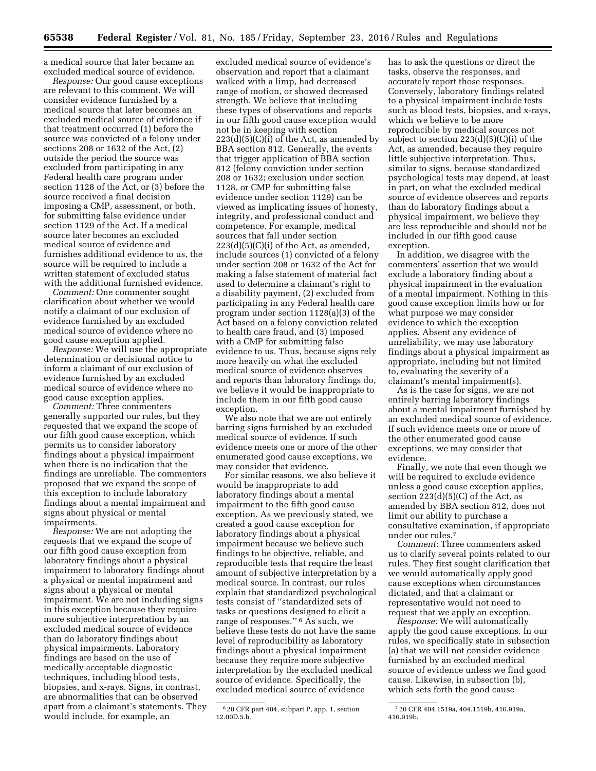a medical source that later became an excluded medical source of evidence.

*Response:* Our good cause exceptions are relevant to this comment. We will consider evidence furnished by a medical source that later becomes an excluded medical source of evidence if that treatment occurred (1) before the source was convicted of a felony under sections 208 or 1632 of the Act, (2) outside the period the source was excluded from participating in any Federal health care program under section 1128 of the Act, or (3) before the source received a final decision imposing a CMP, assessment, or both, for submitting false evidence under section 1129 of the Act. If a medical source later becomes an excluded medical source of evidence and furnishes additional evidence to us, the source will be required to include a written statement of excluded status with the additional furnished evidence.

*Comment:* One commenter sought clarification about whether we would notify a claimant of our exclusion of evidence furnished by an excluded medical source of evidence where no good cause exception applied.

*Response:* We will use the appropriate determination or decisional notice to inform a claimant of our exclusion of evidence furnished by an excluded medical source of evidence where no good cause exception applies.

*Comment:* Three commenters generally supported our rules, but they requested that we expand the scope of our fifth good cause exception, which permits us to consider laboratory findings about a physical impairment when there is no indication that the findings are unreliable. The commenters proposed that we expand the scope of this exception to include laboratory findings about a mental impairment and signs about physical or mental impairments.

*Response:* We are not adopting the requests that we expand the scope of our fifth good cause exception from laboratory findings about a physical impairment to laboratory findings about a physical or mental impairment and signs about a physical or mental impairment. We are not including signs in this exception because they require more subjective interpretation by an excluded medical source of evidence than do laboratory findings about physical impairments. Laboratory findings are based on the use of medically acceptable diagnostic techniques, including blood tests, biopsies, and x-rays. Signs, in contrast, are abnormalities that can be observed apart from a claimant's statements. They would include, for example, an excluded medical source of evidence's observation and report that a claimant walked with a limp, had decreased range of motion, or showed decreased strength. We believe that including these types of observations and reports in our fifth good cause exception would not be in keeping with section 223(d)(5)(C)(i) of the Act, as amended by BBA section 812. Generally, the events that trigger application of BBA section 812 (felony conviction under section 208 or 1632; exclusion under section 1128, or CMP for submitting false evidence under section 1129) can be viewed as implicating issues of honesty, integrity, and professional conduct and competence. For example, medical sources that fall under section 223(d)(5)(C)(i) of the Act, as amended, include sources (1) convicted of a felony under section 208 or 1632 of the Act for making a false statement of material fact used to determine a claimant's right to a disability payment, (2) excluded from participating in any Federal health care program under section 1128(a)(3) of the Act based on a felony conviction related to health care fraud, and (3) imposed with a CMP for submitting false evidence to us. Thus, because signs rely more heavily on what the excluded medical source of evidence observes and reports than laboratory findings do, we believe it would be inappropriate to include them in our fifth good cause exception.

We also note that we are not entirely barring signs furnished by an excluded medical source of evidence. If such evidence meets one or more of the other enumerated good cause exceptions, we may consider that evidence.

For similar reasons, we also believe it would be inappropriate to add laboratory findings about a mental impairment to the fifth good cause exception. As we previously stated, we created a good cause exception for laboratory findings about a physical impairment because we believe such findings to be objective, reliable, and reproducible tests that require the least amount of subjective interpretation by a medical source. In contrast, our rules explain that standardized psychological tests consist of "standardized sets of tasks or questions designed to elicit a range of responses."[6] As such, we believe these tests do not have the same level of reproducibility as laboratory findings about a physical impairment because they require more subjective interpretation by the excluded medical source of evidence. Specifically, the excluded medical source of evidence has to ask the questions or direct the tasks, observe the responses, and accurately report those responses. Conversely, laboratory findings related to a physical impairment include tests such as blood tests, biopsies, and x-rays, which we believe to be more reproducible by medical sources not subject to section 223(d)(5)(C)(i) of the Act, as amended, because they require little subjective interpretation. Thus, similar to signs, because standardized psychological tests may depend, at least in part, on what the excluded medical source of evidence observes and reports than do laboratory findings about a physical impairment, we believe they are less reproducible and should not be included in our fifth good cause exception.

In addition, we disagree with the commenters' assertion that we would exclude a laboratory finding about a physical impairment in the evaluation of a mental impairment. Nothing in this good cause exception limits how or for what purpose we may consider evidence to which the exception applies. Absent any evidence of unreliability, we may use laboratory findings about a physical impairment as appropriate, including but not limited to, evaluating the severity of a claimant's mental impairment(s).

As is the case for signs, we are not entirely barring laboratory findings about a mental impairment furnished by an excluded medical source of evidence. If such evidence meets one or more of the other enumerated good cause exceptions, we may consider that evidence.

Finally, we note that even though we will be required to exclude evidence unless a good cause exception applies, section 223(d)(5)(C) of the Act, as amended by BBA section 812, does not limit our ability to purchase a consultative examination, if appropriate under our rules.[7]

*Comment:* Three commenters asked us to clarify several points related to our rules. They first sought clarification that we would automatically apply good cause exceptions when circumstances dictated, and that a claimant or representative would not need to request that we apply an exception.

*Response:* We will automatically apply the good cause exceptions. In our rules, we specifically state in subsection (a) that we will not consider evidence furnished by an excluded medical source of evidence unless we find good cause. Likewise, in subsection (b), which sets forth the good cause

---

[6] 20 CFR part 404, subpart P, app. 1, section 12.00D.5.b.

[7] 20 CFR 404.1519a, 404.1519b, 416.919a, 416.919b.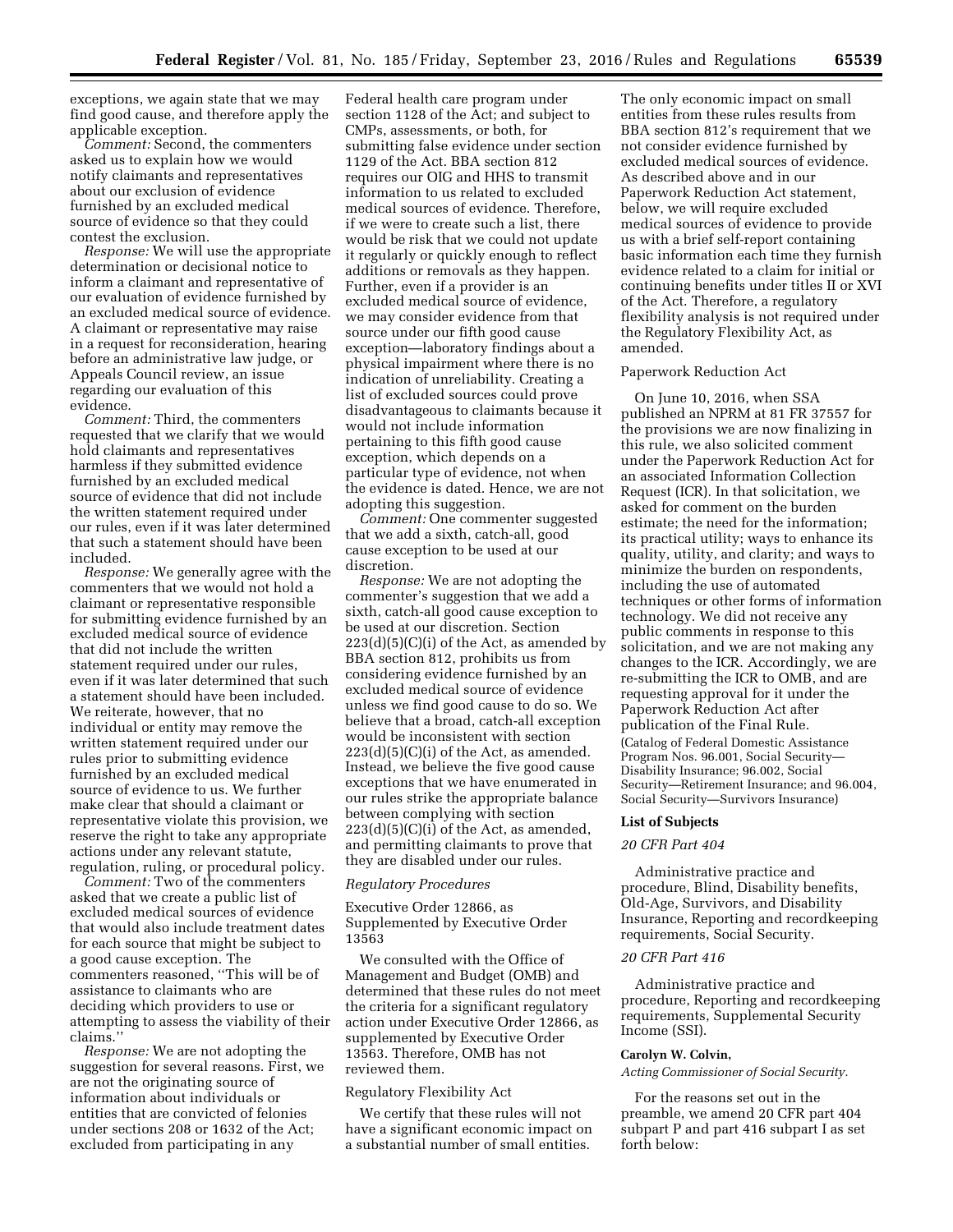exceptions, we again state that we may find good cause, and therefore apply the applicable exception.

*Comment:* Second, the commenters asked us to explain how we would notify claimants and representatives about our exclusion of evidence furnished by an excluded medical source of evidence so that they could contest the exclusion.

*Response:* We will use the appropriate determination or decisional notice to inform a claimant and representative of our evaluation of evidence furnished by an excluded medical source of evidence. A claimant or representative may raise in a request for reconsideration, hearing before an administrative law judge, or Appeals Council review, an issue regarding our evaluation of this evidence.

*Comment:* Third, the commenters requested that we clarify that we would hold claimants and representatives harmless if they submitted evidence furnished by an excluded medical source of evidence that did not include the written statement required under our rules, even if it was later determined that such a statement should have been included.

*Response:* We generally agree with the commenters that we would not hold a claimant or representative responsible for submitting evidence furnished by an excluded medical source of evidence that did not include the written statement required under our rules, even if it was later determined that such a statement should have been included. We reiterate, however, that no individual or entity may remove the written statement required under our rules prior to submitting evidence furnished by an excluded medical source of evidence to us. We further make clear that should a claimant or representative violate this provision, we reserve the right to take any appropriate actions under any relevant statute, regulation, ruling, or procedural policy.

*Comment:* Two of the commenters asked that we create a public list of excluded medical sources of evidence that would also include treatment dates for each source that might be subject to a good cause exception. The commenters reasoned, ''This will be of assistance to claimants who are deciding which providers to use or attempting to assess the viability of their claims.''

*Response:* We are not adopting the suggestion for several reasons. First, we are not the originating source of information about individuals or entities that are convicted of felonies under sections 208 or 1632 of the Act; excluded from participating in any Federal health care program under section 1128 of the Act; and subject to CMPs, assessments, or both, for submitting false evidence under section 1129 of the Act. BBA section 812 requires our OIG and HHS to transmit information to us related to excluded medical sources of evidence. Therefore, if we were to create such a list, there would be risk that we could not update it regularly or quickly enough to reflect additions or removals as they happen. Further, even if a provider is an excluded medical source of evidence, we may consider evidence from that source under our fifth good cause exception—laboratory findings about a physical impairment where there is no indication of unreliability. Creating a list of excluded sources could prove disadvantageous to claimants because it would not include information pertaining to this fifth good cause exception, which depends on a particular type of evidence, not when the evidence is dated. Hence, we are not adopting this suggestion.

*Comment:* One commenter suggested that we add a sixth, catch-all, good cause exception to be used at our discretion.

*Response:* We are not adopting the commenter's suggestion that we add a sixth, catch-all good cause exception to be used at our discretion. Section 223(d)(5)(C)(i) of the Act, as amended by BBA section 812, prohibits us from considering evidence furnished by an excluded medical source of evidence unless we find good cause to do so. We believe that a broad, catch-all exception would be inconsistent with section 223(d)(5)(C)(i) of the Act, as amended. Instead, we believe the five good cause exceptions that we have enumerated in our rules strike the appropriate balance between complying with section 223(d)(5)(C)(i) of the Act, as amended, and permitting claimants to prove that they are disabled under our rules.

*Regulatory Procedures*

Executive Order 12866, as Supplemented by Executive Order 13563

We consulted with the Office of Management and Budget (OMB) and determined that these rules do not meet the criteria for a significant regulatory action under Executive Order 12866, as supplemented by Executive Order 13563. Therefore, OMB has not reviewed them.

Regulatory Flexibility Act

We certify that these rules will not have a significant economic impact on a substantial number of small entities. The only economic impact on small entities from these rules results from BBA section 812's requirement that we not consider evidence furnished by excluded medical sources of evidence. As described above and in our Paperwork Reduction Act statement, below, we will require excluded medical sources of evidence to provide us with a brief self-report containing basic information each time they furnish evidence related to a claim for initial or continuing benefits under titles II or XVI of the Act. Therefore, a regulatory flexibility analysis is not required under the Regulatory Flexibility Act, as amended.

Paperwork Reduction Act

On June 10, 2016, when SSA published an NPRM at 81 FR 37557 for the provisions we are now finalizing in this rule, we also solicited comment under the Paperwork Reduction Act for an associated Information Collection Request (ICR). In that solicitation, we asked for comment on the burden estimate; the need for the information; its practical utility; ways to enhance its quality, utility, and clarity; and ways to minimize the burden on respondents, including the use of automated techniques or other forms of information technology. We did not receive any public comments in response to this solicitation, and we are not making any changes to the ICR. Accordingly, we are re-submitting the ICR to OMB, and are requesting approval for it under the Paperwork Reduction Act after publication of the Final Rule.

(Catalog of Federal Domestic Assistance Program Nos. 96.001, Social Security—Disability Insurance; 96.002, Social Security—Retirement Insurance; and 96.004, Social Security—Survivors Insurance)

**List of Subjects**

*20 CFR Part 404*

Administrative practice and procedure, Blind, Disability benefits, Old-Age, Survivors, and Disability Insurance, Reporting and recordkeeping requirements, Social Security.

*20 CFR Part 416*

Administrative practice and procedure, Reporting and recordkeeping requirements, Supplemental Security Income (SSI).

**Carolyn W. Colvin,**

*Acting Commissioner of Social Security.*

For the reasons set out in the preamble, we amend 20 CFR part 404 subpart P and part 416 subpart I as set forth below: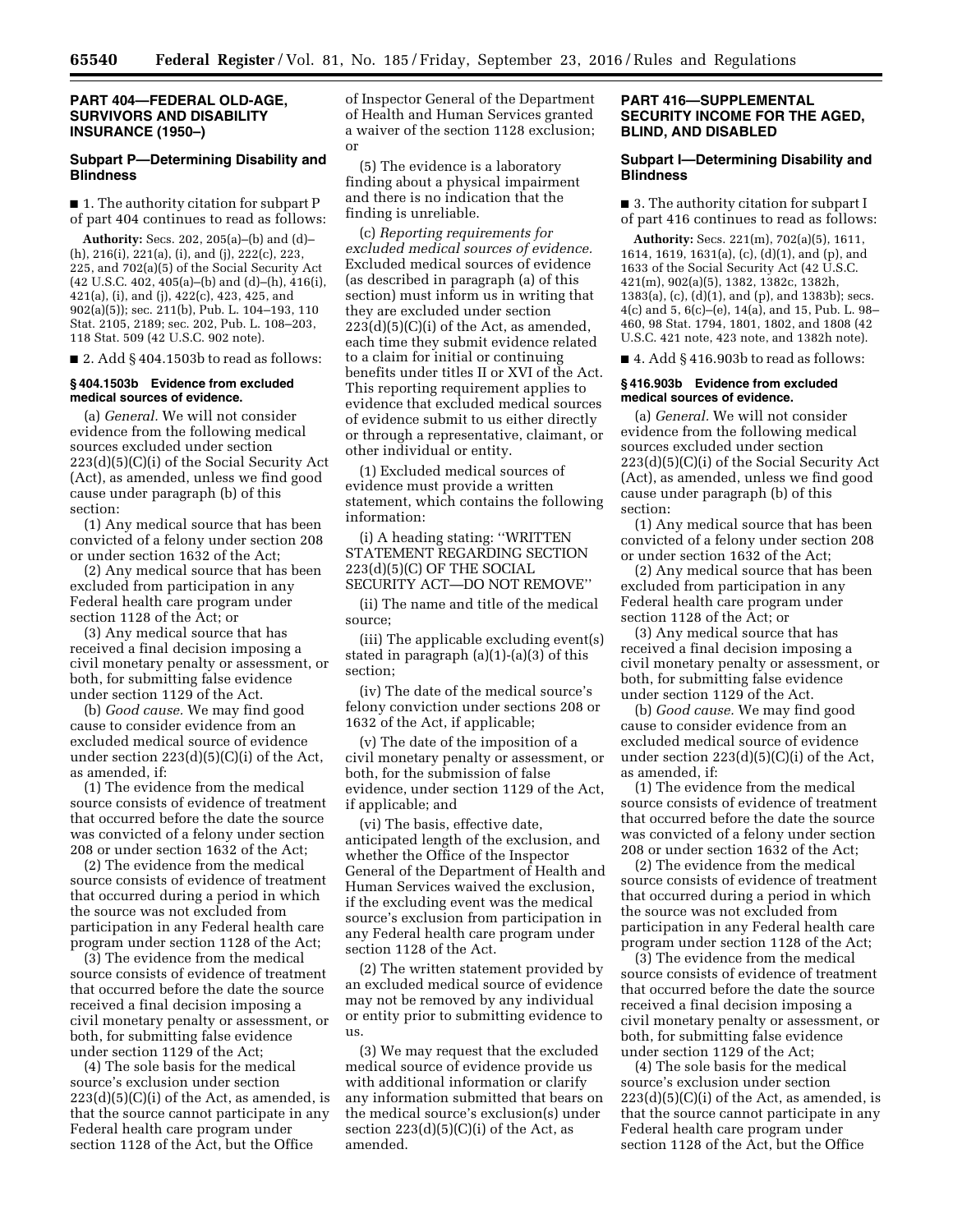## PART 404—FEDERAL OLD-AGE, SURVIVORS AND DISABILITY INSURANCE (1950–)

### Subpart P—Determining Disability and Blindness

■ 1. The authority citation for subpart P of part 404 continues to read as follows:

**Authority:** Secs. 202, 205(a)–(b) and (d)–(h), 216(i), 221(a), (i), and (j), 222(c), 223, 225, and 702(a)(5) of the Social Security Act (42 U.S.C. 402, 405(a)–(b) and (d)–(h), 416(i), 421(a), (i), and (j), 422(c), 423, 425, and 902(a)(5)); sec. 211(b), Pub. L. 104–193, 110 Stat. 2105, 2189; sec. 202, Pub. L. 108–203, 118 Stat. 509 (42 U.S.C. 902 note).

■ 2. Add § 404.1503b to read as follows:

#### § 404.1503b Evidence from excluded medical sources of evidence.

(a) *General.* We will not consider evidence from the following medical sources excluded under section 223(d)(5)(C)(i) of the Social Security Act (Act), as amended, unless we find good cause under paragraph (b) of this section:

(1) Any medical source that has been convicted of a felony under section 208 or under section 1632 of the Act;

(2) Any medical source that has been excluded from participation in any Federal health care program under section 1128 of the Act; or

(3) Any medical source that has received a final decision imposing a civil monetary penalty or assessment, or both, for submitting false evidence under section 1129 of the Act.

(b) *Good cause.* We may find good cause to consider evidence from an excluded medical source of evidence under section 223(d)(5)(C)(i) of the Act, as amended, if:

(1) The evidence from the medical source consists of evidence of treatment that occurred before the date the source was convicted of a felony under section 208 or under section 1632 of the Act;

(2) The evidence from the medical source consists of evidence of treatment that occurred during a period in which the source was not excluded from participation in any Federal health care program under section 1128 of the Act;

(3) The evidence from the medical source consists of evidence of treatment that occurred before the date the source received a final decision imposing a civil monetary penalty or assessment, or both, for submitting false evidence under section 1129 of the Act;

(4) The sole basis for the medical source's exclusion under section 223(d)(5)(C)(i) of the Act, as amended, is that the source cannot participate in any Federal health care program under section 1128 of the Act, but the Office of Inspector General of the Department of Health and Human Services granted a waiver of the section 1128 exclusion; or

(5) The evidence is a laboratory finding about a physical impairment and there is no indication that the finding is unreliable.

(c) *Reporting requirements for excluded medical sources of evidence.* Excluded medical sources of evidence (as described in paragraph (a) of this section) must inform us in writing that they are excluded under section 223(d)(5)(C)(i) of the Act, as amended, each time they submit evidence related to a claim for initial or continuing benefits under titles II or XVI of the Act. This reporting requirement applies to evidence that excluded medical sources of evidence submit to us either directly or through a representative, claimant, or other individual or entity.

(1) Excluded medical sources of evidence must provide a written statement, which contains the following information:

(i) A heading stating: ''WRITTEN STATEMENT REGARDING SECTION 223(d)(5)(C) OF THE SOCIAL SECURITY ACT—DO NOT REMOVE''

(ii) The name and title of the medical source;

(iii) The applicable excluding event(s) stated in paragraph (a)(1)-(a)(3) of this section;

(iv) The date of the medical source's felony conviction under sections 208 or 1632 of the Act, if applicable;

(v) The date of the imposition of a civil monetary penalty or assessment, or both, for the submission of false evidence, under section 1129 of the Act, if applicable; and

(vi) The basis, effective date, anticipated length of the exclusion, and whether the Office of the Inspector General of the Department of Health and Human Services waived the exclusion, if the excluding event was the medical source's exclusion from participation in any Federal health care program under section 1128 of the Act.

(2) The written statement provided by an excluded medical source of evidence may not be removed by any individual or entity prior to submitting evidence to us.

(3) We may request that the excluded medical source of evidence provide us with additional information or clarify any information submitted that bears on the medical source's exclusion(s) under section 223(d)(5)(C)(i) of the Act, as amended.

## PART 416—SUPPLEMENTAL SECURITY INCOME FOR THE AGED, BLIND, AND DISABLED

### Subpart I—Determining Disability and Blindness

■ 3. The authority citation for subpart I of part 416 continues to read as follows:

**Authority:** Secs. 221(m), 702(a)(5), 1611, 1614, 1619, 1631(a), (c), (d)(1), and (p), and 1633 of the Social Security Act (42 U.S.C. 421(m), 902(a)(5), 1382, 1382c, 1382h, 1383(a), (c), (d)(1), and (p), and 1383b); secs. 4(c) and 5, 6(c)–(e), 14(a), and 15, Pub. L. 98–460, 98 Stat. 1794, 1801, 1802, and 1808 (42 U.S.C. 421 note, 423 note, and 1382h note).

■ 4. Add § 416.903b to read as follows:

#### § 416.903b Evidence from excluded medical sources of evidence.

(a) *General.* We will not consider evidence from the following medical sources excluded under section 223(d)(5)(C)(i) of the Social Security Act (Act), as amended, unless we find good cause under paragraph (b) of this section:

(1) Any medical source that has been convicted of a felony under section 208 or under section 1632 of the Act;

(2) Any medical source that has been excluded from participation in any Federal health care program under section 1128 of the Act; or

(3) Any medical source that has received a final decision imposing a civil monetary penalty or assessment, or both, for submitting false evidence under section 1129 of the Act.

(b) *Good cause.* We may find good cause to consider evidence from an excluded medical source of evidence under section 223(d)(5)(C)(i) of the Act, as amended, if:

(1) The evidence from the medical source consists of evidence of treatment that occurred before the date the source was convicted of a felony under section 208 or under section 1632 of the Act;

(2) The evidence from the medical source consists of evidence of treatment that occurred during a period in which the source was not excluded from participation in any Federal health care program under section 1128 of the Act;

(3) The evidence from the medical source consists of evidence of treatment that occurred before the date the source received a final decision imposing a civil monetary penalty or assessment, or both, for submitting false evidence under section 1129 of the Act;

(4) The sole basis for the medical source's exclusion under section 223(d)(5)(C)(i) of the Act, as amended, is that the source cannot participate in any Federal health care program under section 1128 of the Act, but the Office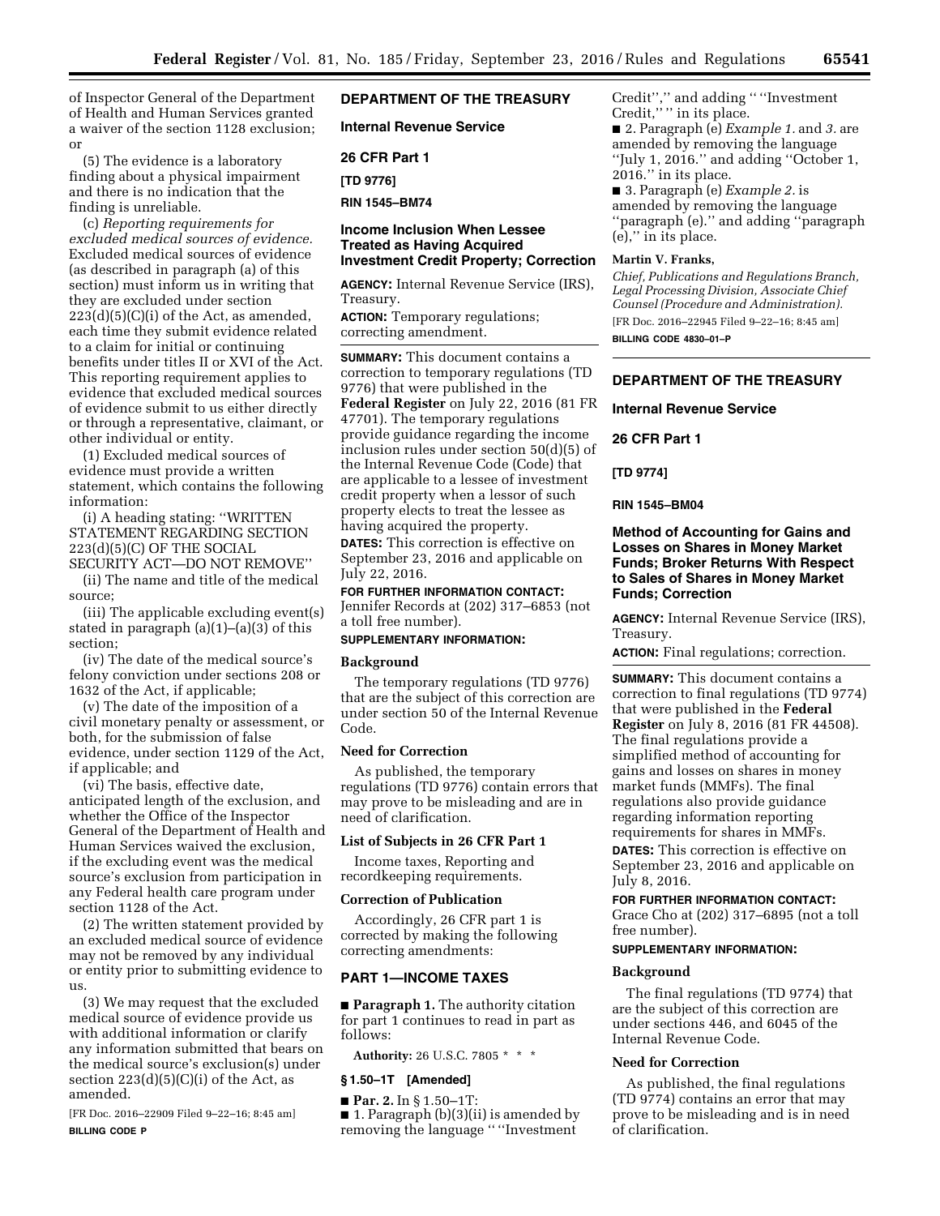of Inspector General of the Department of Health and Human Services granted a waiver of the section 1128 exclusion; or

(5) The evidence is a laboratory finding about a physical impairment and there is no indication that the finding is unreliable.

(c) *Reporting requirements for excluded medical sources of evidence.* Excluded medical sources of evidence (as described in paragraph (a) of this section) must inform us in writing that they are excluded under section 223(d)(5)(C)(i) of the Act, as amended, each time they submit evidence related to a claim for initial or continuing benefits under titles II or XVI of the Act. This reporting requirement applies to evidence that excluded medical sources of evidence submit to us either directly or through a representative, claimant, or other individual or entity.

(1) Excluded medical sources of evidence must provide a written statement, which contains the following information:

(i) A heading stating: ''WRITTEN STATEMENT REGARDING SECTION 223(d)(5)(C) OF THE SOCIAL SECURITY ACT—DO NOT REMOVE''

(ii) The name and title of the medical source;

(iii) The applicable excluding event(s) stated in paragraph (a)(1)–(a)(3) of this section;

(iv) The date of the medical source's felony conviction under sections 208 or 1632 of the Act, if applicable;

(v) The date of the imposition of a civil monetary penalty or assessment, or both, for the submission of false evidence, under section 1129 of the Act, if applicable; and

(vi) The basis, effective date, anticipated length of the exclusion, and whether the Office of the Inspector General of the Department of Health and Human Services waived the exclusion, if the excluding event was the medical source's exclusion from participation in any Federal health care program under section 1128 of the Act.

(2) The written statement provided by an excluded medical source of evidence may not be removed by any individual or entity prior to submitting evidence to us.

(3) We may request that the excluded medical source of evidence provide us with additional information or clarify any information submitted that bears on the medical source's exclusion(s) under section 223(d)(5)(C)(i) of the Act, as amended.

[FR Doc. 2016–22909 Filed 9–22–16; 8:45 am]

**BILLING CODE P**

## DEPARTMENT OF THE TREASURY

### Internal Revenue Service

### 26 CFR Part 1

**[TD 9776]**

**RIN 1545–BM74**

### Income Inclusion When Lessee Treated as Having Acquired Investment Credit Property; Correction

**AGENCY:** Internal Revenue Service (IRS), Treasury.

**ACTION:** Temporary regulations; correcting amendment.

**SUMMARY:** This document contains a correction to temporary regulations (TD 9776) that were published in the **Federal Register** on July 22, 2016 (81 FR 47701). The temporary regulations provide guidance regarding the income inclusion rules under section 50(d)(5) of the Internal Revenue Code (Code) that are applicable to a lessee of investment credit property when a lessor of such property elects to treat the lessee as having acquired the property.

**DATES:** This correction is effective on September 23, 2016 and applicable on July 22, 2016.

**FOR FURTHER INFORMATION CONTACT:** Jennifer Records at (202) 317–6853 (not a toll free number).

**SUPPLEMENTARY INFORMATION:**

#### Background

The temporary regulations (TD 9776) that are the subject of this correction are under section 50 of the Internal Revenue Code.

#### Need for Correction

As published, the temporary regulations (TD 9776) contain errors that may prove to be misleading and are in need of clarification.

#### List of Subjects in 26 CFR Part 1

Income taxes, Reporting and recordkeeping requirements.

#### Correction of Publication

Accordingly, 26 CFR part 1 is corrected by making the following correcting amendments:

### PART 1—INCOME TAXES

■ **Paragraph 1.** The authority citation for part 1 continues to read in part as follows:

**Authority:** 26 U.S.C. 7805 * * *

**§ 1.50–1T [Amended]**

■ **Par. 2.** In § 1.50–1T:

■ 1. Paragraph (b)(3)(ii) is amended by removing the language '' ''Investment Credit'','' and adding '' ''Investment Credit,'' '' in its place.

■ 2. Paragraph (e) *Example 1.* and *3.* are amended by removing the language ''July 1, 2016.'' and adding ''October 1, 2016.'' in its place.

■ 3. Paragraph (e) *Example 2.* is amended by removing the language ''paragraph (e).'' and adding ''paragraph (e),'' in its place.

**Martin V. Franks,**

*Chief, Publications and Regulations Branch, Legal Processing Division, Associate Chief Counsel (Procedure and Administration).*

[FR Doc. 2016–22945 Filed 9–22–16; 8:45 am]

**BILLING CODE 4830–01–P**

## DEPARTMENT OF THE TREASURY

### Internal Revenue Service

### 26 CFR Part 1

**[TD 9774]**

**RIN 1545–BM04**

### Method of Accounting for Gains and Losses on Shares in Money Market Funds; Broker Returns With Respect to Sales of Shares in Money Market Funds; Correction

**AGENCY:** Internal Revenue Service (IRS), Treasury.

**ACTION:** Final regulations; correction.

**SUMMARY:** This document contains a correction to final regulations (TD 9774) that were published in the **Federal Register** on July 8, 2016 (81 FR 44508). The final regulations provide a simplified method of accounting for gains and losses on shares in money market funds (MMFs). The final regulations also provide guidance regarding information reporting requirements for shares in MMFs.

**DATES:** This correction is effective on September 23, 2016 and applicable on July 8, 2016.

**FOR FURTHER INFORMATION CONTACT:** Grace Cho at (202) 317–6895 (not a toll free number).

**SUPPLEMENTARY INFORMATION:**

#### Background

The final regulations (TD 9774) that are the subject of this correction are under sections 446, and 6045 of the Internal Revenue Code.

#### Need for Correction

As published, the final regulations (TD 9774) contains an error that may prove to be misleading and is in need of clarification.